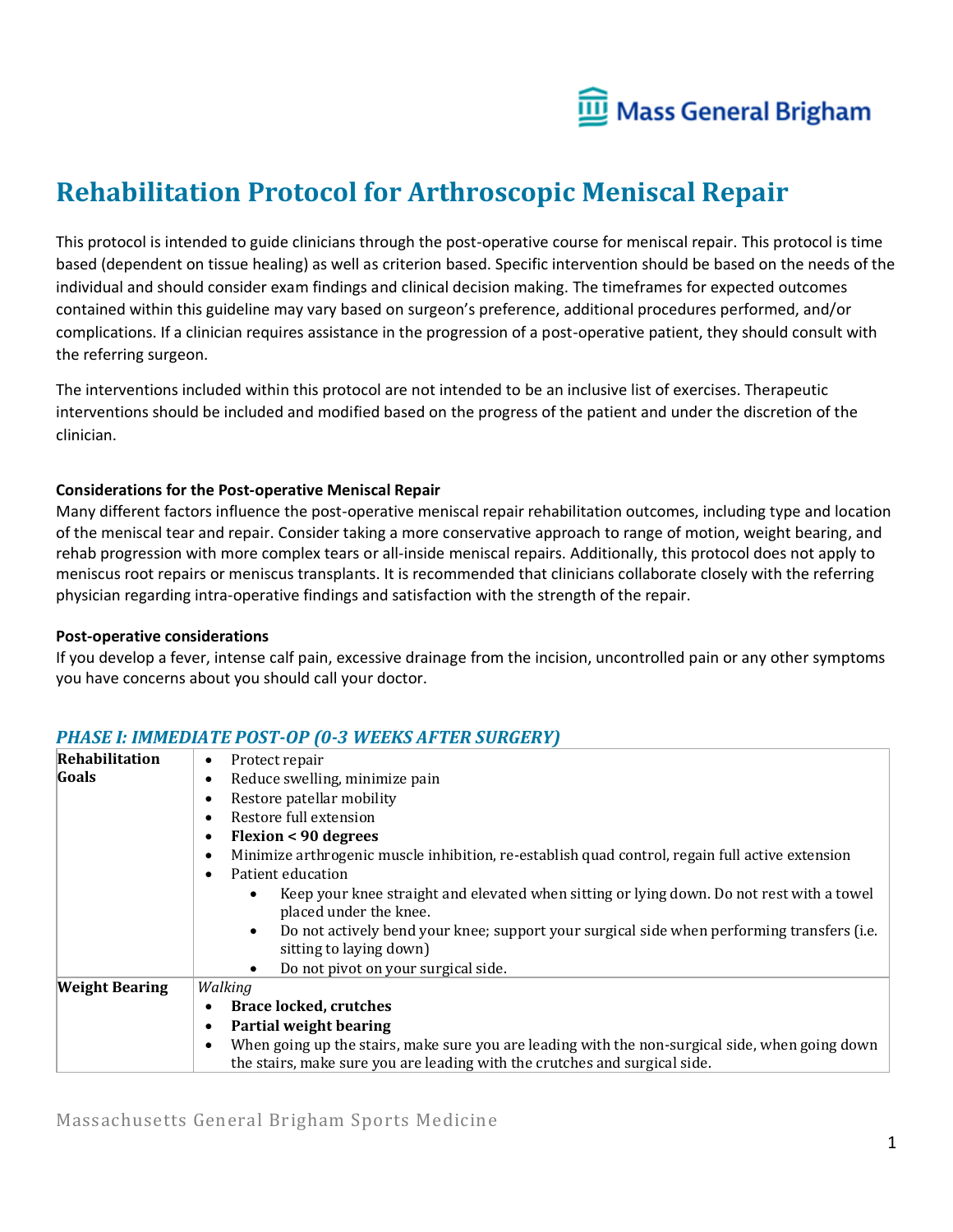# Rehabilitation Protocol for Arthroscopic Meniscal Repair

This protocol is intended to guide clinicians through the post-operative course for meniscal repair. This protocol is time based (dependent on tissue healing) as well as criterion based. Specific intervention should be based on the needs of the individual and should consider exam findings and clinical decision making. The timeframes for expected outcomes contained within this guideline may vary based on surgeon's preference, additional procedures performed, and/or complications. If a clinician requires assistance in the progression of a post-operative patient, they should consult with the referring surgeon.

The interventions included within this protocol are not intended to be an inclusive list of exercises. Therapeutic interventions should be included and modified based on the progress of the patient and under the discretion of the clinician.

**Considerations for the Post-operative Meniscal Repair**

Many different factors influence the post-operative meniscal repair rehabilitation outcomes, including type and location of the meniscal tear and repair. Consider taking a more conservative approach to range of motion, weight bearing, and rehab progression with more complex tears or all-inside meniscal repairs. Additionally, this protocol does not apply to meniscus root repairs or meniscus transplants. It is recommended that clinicians collaborate closely with the referring physician regarding intra-operative findings and satisfaction with the strength of the repair.

**Post-operative considerations**

If you develop a fever, intense calf pain, excessive drainage from the incision, uncontrolled pain or any other symptoms you have concerns about you should call your doctor.

## *PHASE I: IMMEDIATE POST-OP (0-3 WEEKS AFTER SURGERY)*

| | |
|---|---|
| **Rehabilitation Goals** | • Protect repair<br>• Reduce swelling, minimize pain<br>• Restore patellar mobility<br>• Restore full extension<br>• **Flexion < 90 degrees**<br>• Minimize arthrogenic muscle inhibition, re-establish quad control, regain full active extension<br>• Patient education<br>&nbsp;&nbsp;&nbsp;&nbsp;• Keep your knee straight and elevated when sitting or lying down. Do not rest with a towel placed under the knee.<br>&nbsp;&nbsp;&nbsp;&nbsp;• Do not actively bend your knee; support your surgical side when performing transfers (i.e. sitting to laying down)<br>&nbsp;&nbsp;&nbsp;&nbsp;• Do not pivot on your surgical side. |
| **Weight Bearing** | *Walking*<br>• **Brace locked, crutches**<br>• **Partial weight bearing**<br>• When going up the stairs, make sure you are leading with the non-surgical side, when going down the stairs, make sure you are leading with the crutches and surgical side. |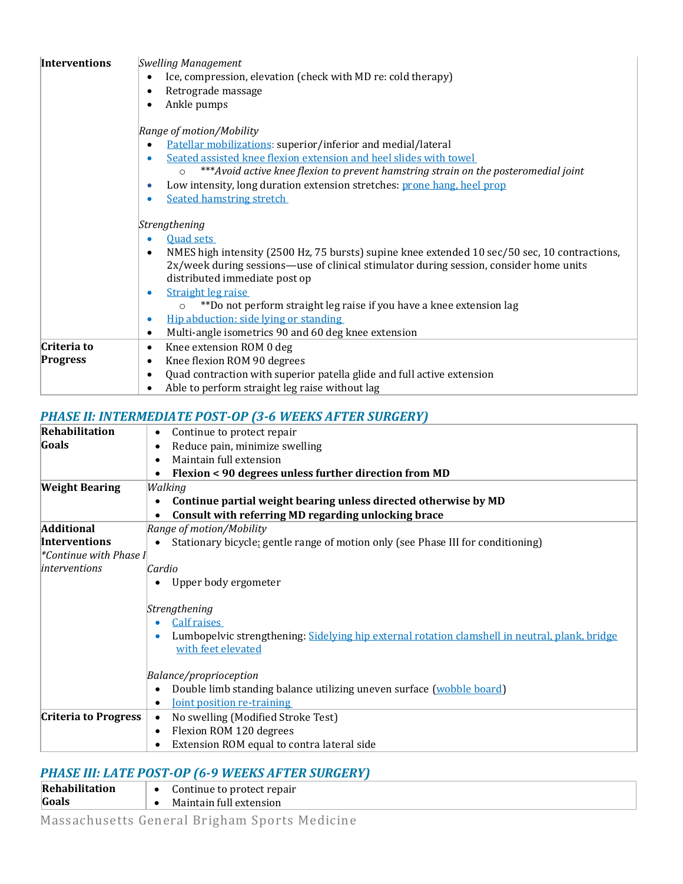| | |
|---|---|
| **Interventions** | *Swelling Management*<br>• Ice, compression, elevation (check with MD re: cold therapy)<br>• Retrograde massage<br>• Ankle pumps<br><br>*Range of motion/Mobility*<br>• Patellar mobilizations: superior/inferior and medial/lateral<br>• Seated assisted knee flexion extension and heel slides with towel<br>  ○ ****Avoid active knee flexion to prevent hamstring strain on the posteromedial joint*<br>• Low intensity, long duration extension stretches: prone hang, heel prop<br>• Seated hamstring stretch<br><br>*Strengthening*<br>• Quad sets<br>• NMES high intensity (2500 Hz, 75 bursts) supine knee extended 10 sec/50 sec, 10 contractions, 2x/week during sessions—use of clinical stimulator during session, consider home units distributed immediate post op<br>• Straight leg raise<br>  ○ **Do not perform straight leg raise if you have a knee extension lag<br>• Hip abduction: side lying or standing<br>• Multi-angle isometrics 90 and 60 deg knee extension |
| **Criteria to Progress** | • Knee extension ROM 0 deg<br>• Knee flexion ROM 90 degrees<br>• Quad contraction with superior patella glide and full active extension<br>• Able to perform straight leg raise without lag |

## *PHASE II: INTERMEDIATE POST-OP (3-6 WEEKS AFTER SURGERY)*

| | |
|---|---|
| **Rehabilitation Goals** | • Continue to protect repair<br>• Reduce pain, minimize swelling<br>• Maintain full extension<br>• **Flexion < 90 degrees unless further direction from MD** |
| **Weight Bearing** | *Walking*<br>• **Continue partial weight bearing unless directed otherwise by MD**<br>• **Consult with referring MD regarding unlocking brace** |
| **Additional Interventions**<br>**Continue with Phase I interventions* | *Range of motion/Mobility*<br>• Stationary bicycle: gentle range of motion only (see Phase III for conditioning)<br><br>*Cardio*<br>• Upper body ergometer<br><br>*Strengthening*<br>• Calf raises<br>• Lumbopelvic strengthening: Sidelying hip external rotation clamshell in neutral, plank, bridge with feet elevated<br><br>*Balance/proprioception*<br>• Double limb standing balance utilizing uneven surface (wobble board)<br>• Joint position re-training |
| **Criteria to Progress** | • No swelling (Modified Stroke Test)<br>• Flexion ROM 120 degrees<br>• Extension ROM equal to contra lateral side |

## *PHASE III: LATE POST-OP (6-9 WEEKS AFTER SURGERY)*

| | |
|---|---|
| **Rehabilitation Goals** | • Continue to protect repair<br>• Maintain full extension |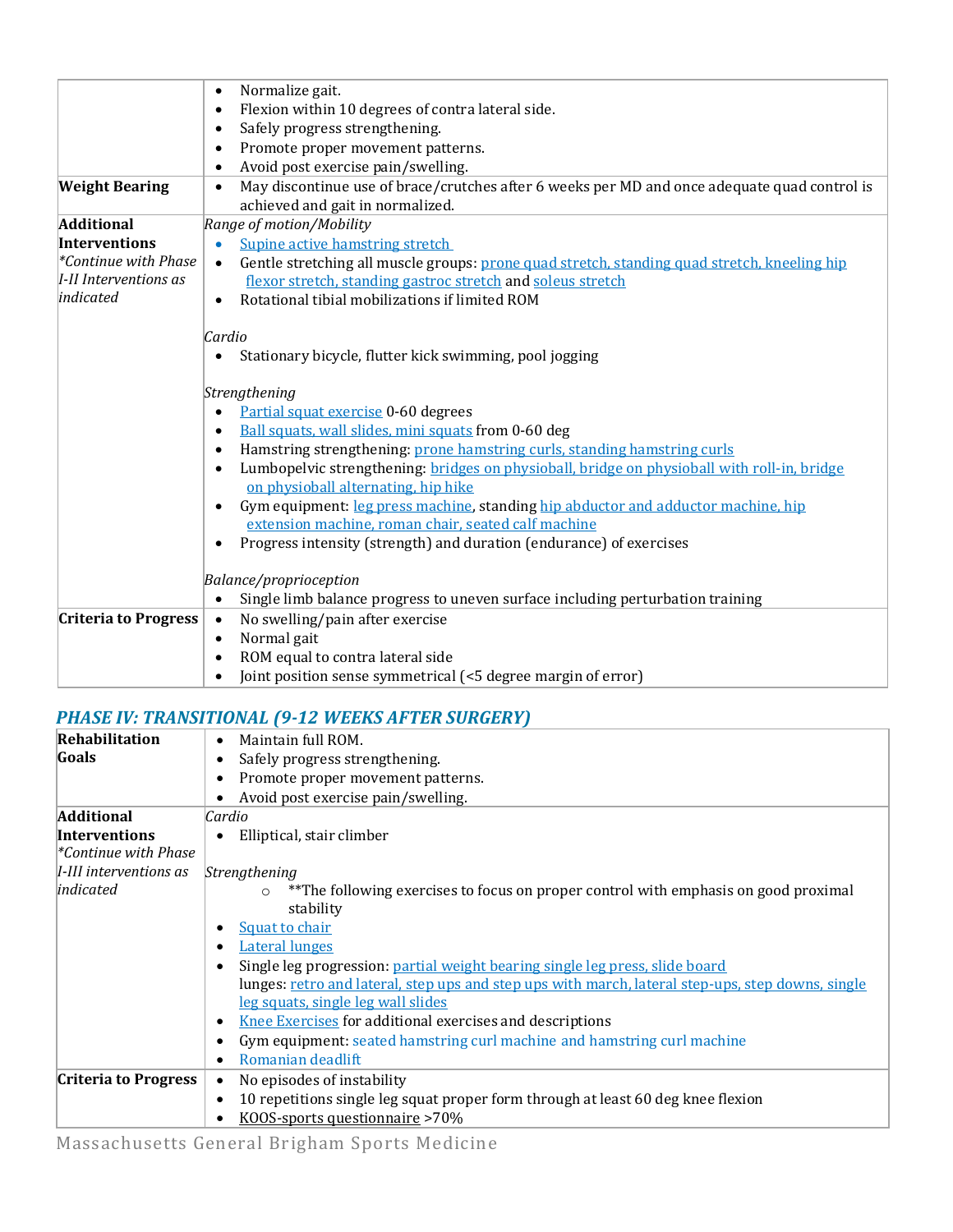| | |
|---|---|
| | • Normalize gait.<br>• Flexion within 10 degrees of contra lateral side.<br>• Safely progress strengthening.<br>• Promote proper movement patterns.<br>• Avoid post exercise pain/swelling. |
| **Weight Bearing** | • May discontinue use of brace/crutches after 6 weeks per MD and once adequate quad control is achieved and gait in normalized. |
| **Additional Interventions**<br>*\*Continue with Phase I-II Interventions as indicated* | *Range of motion/Mobility*<br>• Supine active hamstring stretch<br>• Gentle stretching all muscle groups: prone quad stretch, standing quad stretch, kneeling hip flexor stretch, standing gastroc stretch and soleus stretch<br>• Rotational tibial mobilizations if limited ROM<br><br>*Cardio*<br>• Stationary bicycle, flutter kick swimming, pool jogging<br><br>*Strengthening*<br>• Partial squat exercise 0-60 degrees<br>• Ball squats, wall slides, mini squats from 0-60 deg<br>• Hamstring strengthening: prone hamstring curls, standing hamstring curls<br>• Lumbopelvic strengthening: bridges on physioball, bridge on physioball with roll-in, bridge on physioball alternating, hip hike<br>• Gym equipment: leg press machine, standing hip abductor and adductor machine, hip extension machine, roman chair, seated calf machine<br>• Progress intensity (strength) and duration (endurance) of exercises<br><br>*Balance/proprioception*<br>• Single limb balance progress to uneven surface including perturbation training |
| **Criteria to Progress** | • No swelling/pain after exercise<br>• Normal gait<br>• ROM equal to contra lateral side<br>• Joint position sense symmetrical (<5 degree margin of error) |

## *PHASE IV: TRANSITIONAL (9-12 WEEKS AFTER SURGERY)*

| | |
|---|---|
| **Rehabilitation Goals** | • Maintain full ROM.<br>• Safely progress strengthening.<br>• Promote proper movement patterns.<br>• Avoid post exercise pain/swelling. |
| **Additional Interventions**<br>*\*Continue with Phase I-III interventions as indicated* | *Cardio*<br>• Elliptical, stair climber<br><br>*Strengthening*<br>○ \*\*The following exercises to focus on proper control with emphasis on good proximal stability<br>• Squat to chair<br>• Lateral lunges<br>• Single leg progression: partial weight bearing single leg press, slide board lunges: retro and lateral, step ups and step ups with march, lateral step-ups, step downs, single leg squats, single leg wall slides<br>• Knee Exercises for additional exercises and descriptions<br>• Gym equipment: seated hamstring curl machine and hamstring curl machine<br>• Romanian deadlift |
| **Criteria to Progress** | • No episodes of instability<br>• 10 repetitions single leg squat proper form through at least 60 deg knee flexion<br>• KOOS-sports questionnaire >70% |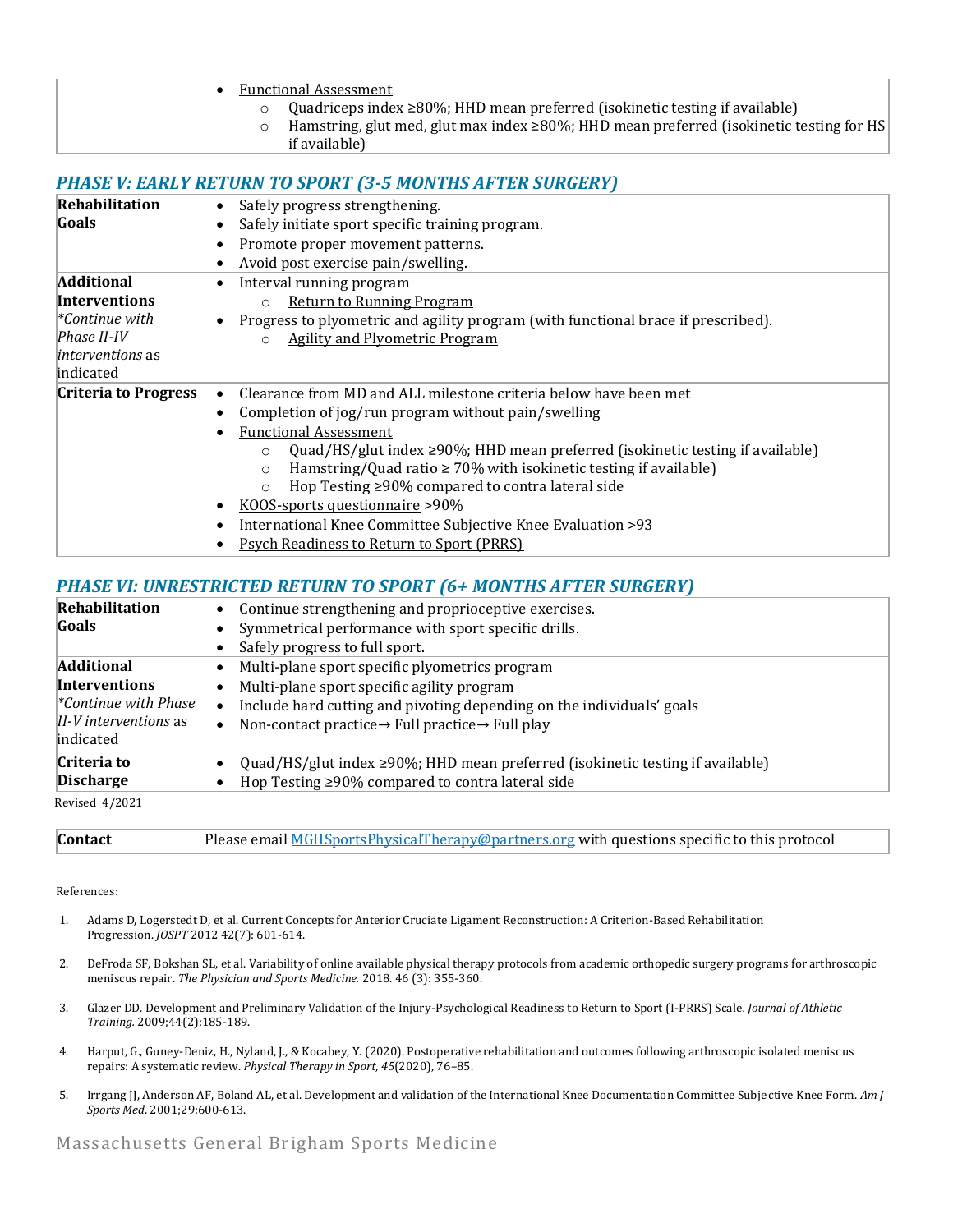| | |
|---|---|
| | • Functional Assessment<br>  ○ Quadriceps index ≥80%; HHD mean preferred (isokinetic testing if available)<br>  ○ Hamstring, glut med, glut max index ≥80%; HHD mean preferred (isokinetic testing for HS if available) |

## *PHASE V: EARLY RETURN TO SPORT (3-5 MONTHS AFTER SURGERY)*

| | |
|---|---|
| **Rehabilitation Goals** | • Safely progress strengthening.<br>• Safely initiate sport specific training program.<br>• Promote proper movement patterns.<br>• Avoid post exercise pain/swelling. |
| **Additional Interventions**<br>*\*Continue with Phase II-IV interventions* as indicated | • Interval running program<br>  ○ Return to Running Program<br>• Progress to plyometric and agility program (with functional brace if prescribed).<br>  ○ Agility and Plyometric Program |
| **Criteria to Progress** | • Clearance from MD and ALL milestone criteria below have been met<br>• Completion of jog/run program without pain/swelling<br>• Functional Assessment<br>  ○ Quad/HS/glut index ≥90%; HHD mean preferred (isokinetic testing if available)<br>  ○ Hamstring/Quad ratio ≥ 70% with isokinetic testing if available)<br>  ○ Hop Testing ≥90% compared to contra lateral side<br>• KOOS-sports questionnaire >90%<br>• International Knee Committee Subjective Knee Evaluation >93<br>• Psych Readiness to Return to Sport (PRRS) |

## *PHASE VI: UNRESTRICTED RETURN TO SPORT (6+ MONTHS AFTER SURGERY)*

| | |
|---|---|
| **Rehabilitation Goals** | • Continue strengthening and proprioceptive exercises.<br>• Symmetrical performance with sport specific drills.<br>• Safely progress to full sport. |
| **Additional Interventions**<br>*\*Continue with Phase II-V interventions* as indicated | • Multi-plane sport specific plyometrics program<br>• Multi-plane sport specific agility program<br>• Include hard cutting and pivoting depending on the individuals' goals<br>• Non-contact practice→ Full practice→ Full play |
| **Criteria to Discharge** | • Quad/HS/glut index ≥90%; HHD mean preferred (isokinetic testing if available)<br>• Hop Testing ≥90% compared to contra lateral side |

Revised 4/2021

| | |
|---|---|
| **Contact** | Please email MGHSportsPhysicalTherapy@partners.org with questions specific to this protocol |

References:

1. Adams D, Logerstedt D, et al. Current Concepts for Anterior Cruciate Ligament Reconstruction: A Criterion-Based Rehabilitation Progression. *JOSPT* 2012 42(7): 601-614.
2. DeFroda SF, Bokshan SL, et al. Variability of online available physical therapy protocols from academic orthopedic surgery programs for arthroscopic meniscus repair. *The Physician and Sports Medicine.* 2018. 46 (3): 355-360.
3. Glazer DD. Development and Preliminary Validation of the Injury-Psychological Readiness to Return to Sport (I-PRRS) Scale. *Journal of Athletic Training.* 2009;44(2):185-189.
4. Harput, G., Guney-Deniz, H., Nyland, J., & Kocabey, Y. (2020). Postoperative rehabilitation and outcomes following arthroscopic isolated meniscus repairs: A systematic review. *Physical Therapy in Sport*, *45*(2020), 76–85.
5. Irrgang JJ, Anderson AF, Boland AL, et al. Development and validation of the International Knee Documentation Committee Subjective Knee Form. *Am J Sports Med*. 2001;29:600-613.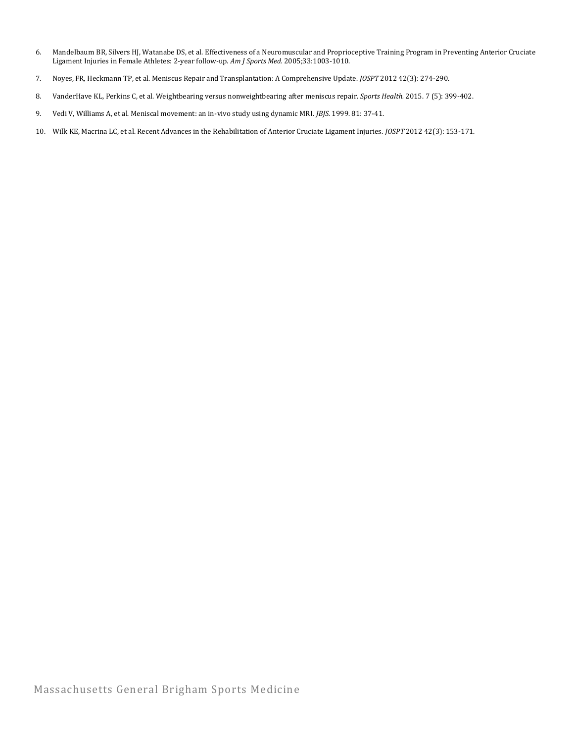6. Mandelbaum BR, Silvers HJ, Watanabe DS, et al. Effectiveness of a Neuromuscular and Proprioceptive Training Program in Preventing Anterior Cruciate Ligament Injuries in Female Athletes: 2-year follow-up. *Am J Sports Med.* 2005;33:1003-1010.

7. Noyes, FR, Heckmann TP, et al. Meniscus Repair and Transplantation: A Comprehensive Update. *JOSPT* 2012 42(3): 274-290.

8. VanderHave KL, Perkins C, et al. Weightbearing versus nonweightbearing after meniscus repair. *Sports Health.* 2015. 7 (5): 399-402.

9. Vedi V, Williams A, et al. Meniscal movement: an in-vivo study using dynamic MRI. *JBJS.* 1999. 81: 37-41.

10. Wilk KE, Macrina LC, et al. Recent Advances in the Rehabilitation of Anterior Cruciate Ligament Injuries. *JOSPT* 2012 42(3): 153-171.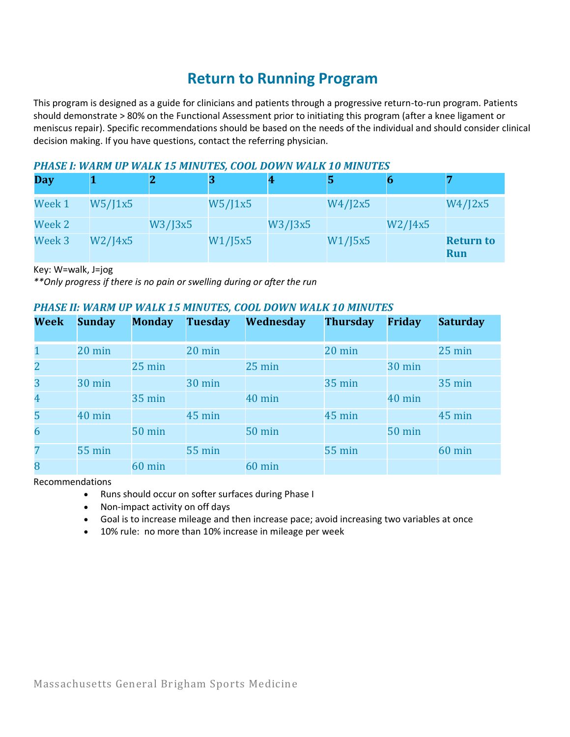# Return to Running Program

This program is designed as a guide for clinicians and patients through a progressive return-to-run program. Patients should demonstrate > 80% on the Functional Assessment prior to initiating this program (after a knee ligament or meniscus repair). Specific recommendations should be based on the needs of the individual and should consider clinical decision making. If you have questions, contact the referring physician.

### *PHASE I: WARM UP WALK 15 MINUTES, COOL DOWN WALK 10 MINUTES*

| Day | 1 | 2 | 3 | 4 | 5 | 6 | 7 |
|---|---|---|---|---|---|---|---|
| Week 1 | W5/J1x5 | | W5/J1x5 | | W4/J2x5 | | W4/J2x5 |
| Week 2 | | W3/J3x5 | | W3/J3x5 | | W2/J4x5 | |
| Week 3 | W2/J4x5 | | W1/J5x5 | | W1/J5x5 | | **Return to Run** |

Key: W=walk, J=jog

*\*\*Only progress if there is no pain or swelling during or after the run*

### *PHASE II: WARM UP WALK 15 MINUTES, COOL DOWN WALK 10 MINUTES*

| Week | Sunday | Monday | Tuesday | Wednesday | Thursday | Friday | Saturday |
|---|---|---|---|---|---|---|---|
| 1 | 20 min | | 20 min | | 20 min | | 25 min |
| 2 | | 25 min | | 25 min | | 30 min | |
| 3 | 30 min | | 30 min | | 35 min | | 35 min |
| 4 | | 35 min | | 40 min | | 40 min | |
| 5 | 40 min | | 45 min | | 45 min | | 45 min |
| 6 | | 50 min | | 50 min | | 50 min | |
| 7 | 55 min | | 55 min | | 55 min | | 60 min |
| 8 | | 60 min | | 60 min | | | |

Recommendations

- Runs should occur on softer surfaces during Phase I
- Non-impact activity on off days
- Goal is to increase mileage and then increase pace; avoid increasing two variables at once
- 10% rule: no more than 10% increase in mileage per week

Massachusetts General Brigham Sports Medicine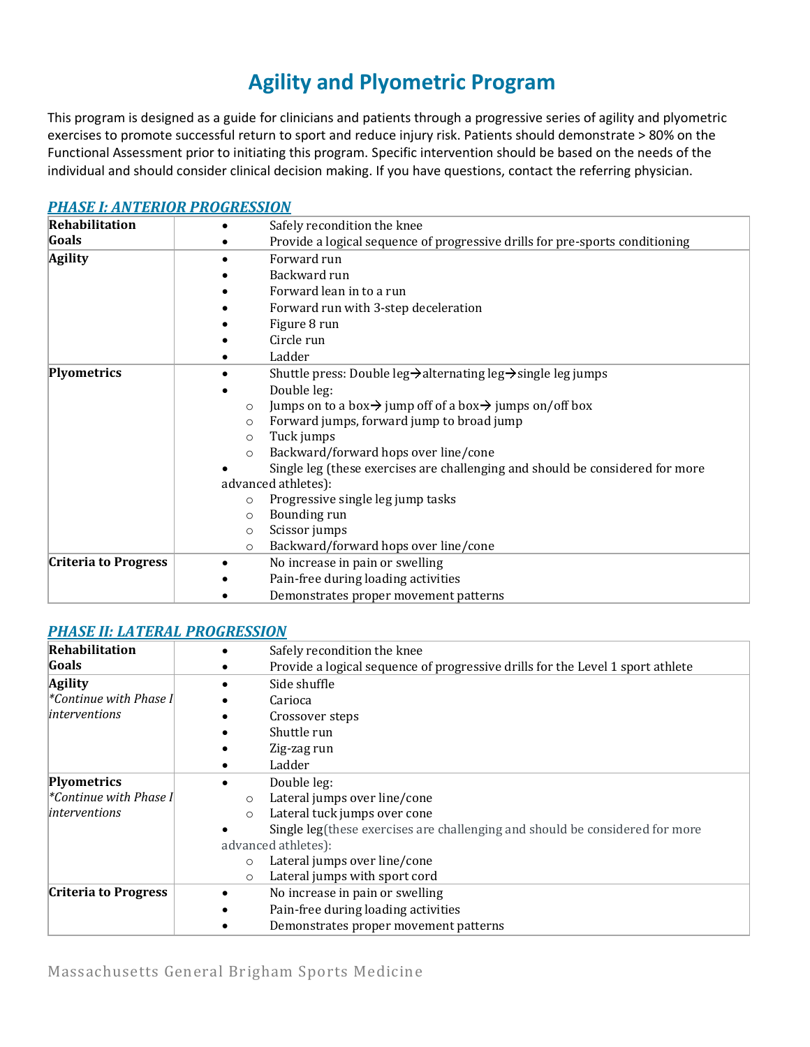# Agility and Plyometric Program

This program is designed as a guide for clinicians and patients through a progressive series of agility and plyometric exercises to promote successful return to sport and reduce injury risk. Patients should demonstrate > 80% on the Functional Assessment prior to initiating this program. Specific intervention should be based on the needs of the individual and should consider clinical decision making. If you have questions, contact the referring physician.

## ***PHASE I: ANTERIOR PROGRESSION***

| | |
|---|---|
| **Rehabilitation Goals** | • Safely recondition the knee<br>• Provide a logical sequence of progressive drills for pre-sports conditioning |
| **Agility** | • Forward run<br>• Backward run<br>• Forward lean in to a run<br>• Forward run with 3-step deceleration<br>• Figure 8 run<br>• Circle run<br>• Ladder |
| **Plyometrics** | • Shuttle press: Double leg→alternating leg→single leg jumps<br>• Double leg:<br>&nbsp;&nbsp;○ Jumps on to a box→ jump off of a box→ jumps on/off box<br>&nbsp;&nbsp;○ Forward jumps, forward jump to broad jump<br>&nbsp;&nbsp;○ Tuck jumps<br>&nbsp;&nbsp;○ Backward/forward hops over line/cone<br>• Single leg (these exercises are challenging and should be considered for more advanced athletes):<br>&nbsp;&nbsp;○ Progressive single leg jump tasks<br>&nbsp;&nbsp;○ Bounding run<br>&nbsp;&nbsp;○ Scissor jumps<br>&nbsp;&nbsp;○ Backward/forward hops over line/cone |
| **Criteria to Progress** | • No increase in pain or swelling<br>• Pain-free during loading activities<br>• Demonstrates proper movement patterns |

## ***PHASE II: LATERAL PROGRESSION***

| | |
|---|---|
| **Rehabilitation Goals** | • Safely recondition the knee<br>• Provide a logical sequence of progressive drills for the Level 1 sport athlete |
| **Agility**<br>*\*Continue with Phase I interventions* | • Side shuffle<br>• Carioca<br>• Crossover steps<br>• Shuttle run<br>• Zig-zag run<br>• Ladder |
| **Plyometrics**<br>*\*Continue with Phase I interventions* | • Double leg:<br>&nbsp;&nbsp;○ Lateral jumps over line/cone<br>&nbsp;&nbsp;○ Lateral tuck jumps over cone<br>• Single leg(these exercises are challenging and should be considered for more advanced athletes):<br>&nbsp;&nbsp;○ Lateral jumps over line/cone<br>&nbsp;&nbsp;○ Lateral jumps with sport cord |
| **Criteria to Progress** | • No increase in pain or swelling<br>• Pain-free during loading activities<br>• Demonstrates proper movement patterns |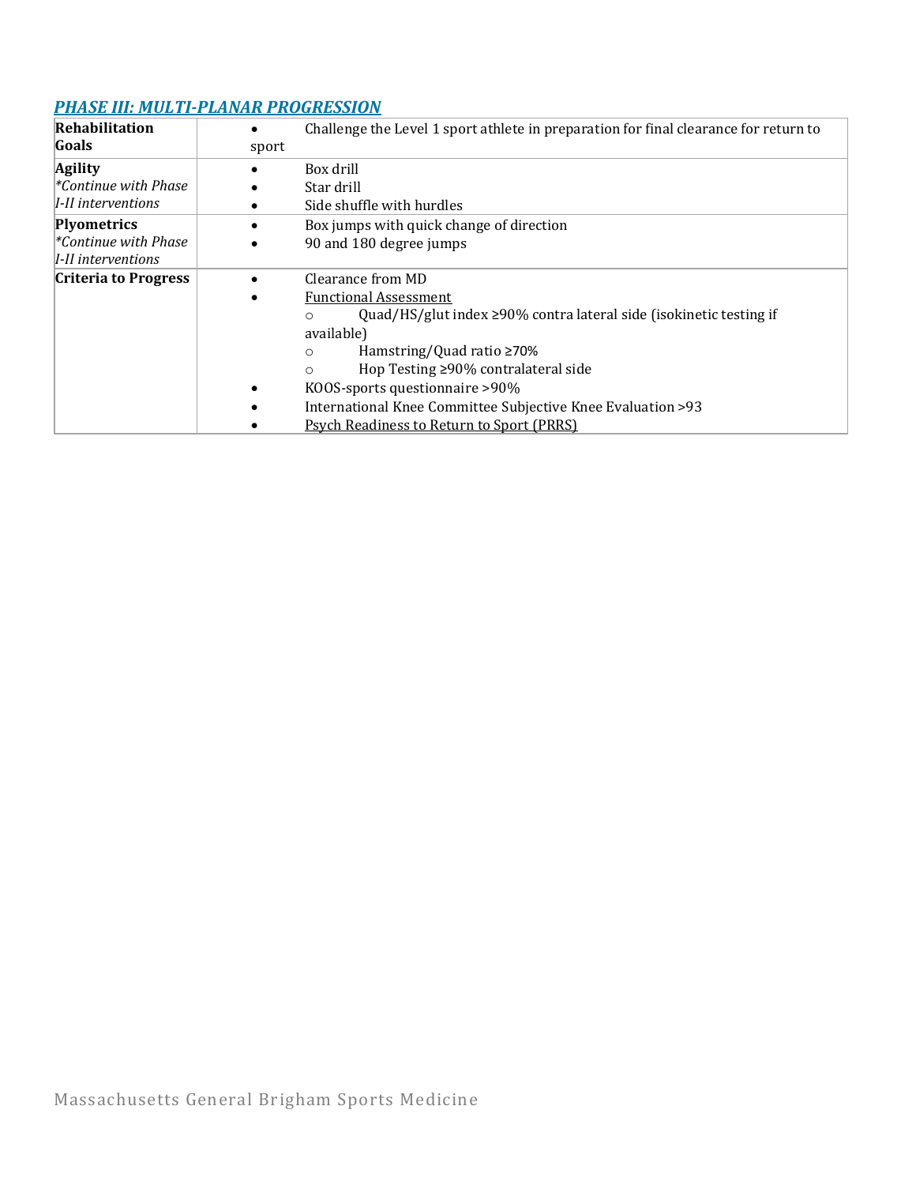## *PHASE III: MULTI-PLANAR PROGRESSION*

| | |
|---|---|
| **Rehabilitation Goals** | • Challenge the Level 1 sport athlete in preparation for final clearance for return to sport |
| **Agility** <br> *\*Continue with Phase I-II interventions* | • Box drill <br> • Star drill <br> • Side shuffle with hurdles |
| **Plyometrics** <br> *\*Continue with Phase I-II interventions* | • Box jumps with quick change of direction <br> • 90 and 180 degree jumps |
| **Criteria to Progress** | • Clearance from MD <br> • Functional Assessment <br> ○ Quad/HS/glut index ≥90% contra lateral side (isokinetic testing if available) <br> ○ Hamstring/Quad ratio ≥70% <br> ○ Hop Testing ≥90% contralateral side <br> • KOOS-sports questionnaire >90% <br> • International Knee Committee Subjective Knee Evaluation >93 <br> • Psych Readiness to Return to Sport (PRRS) |